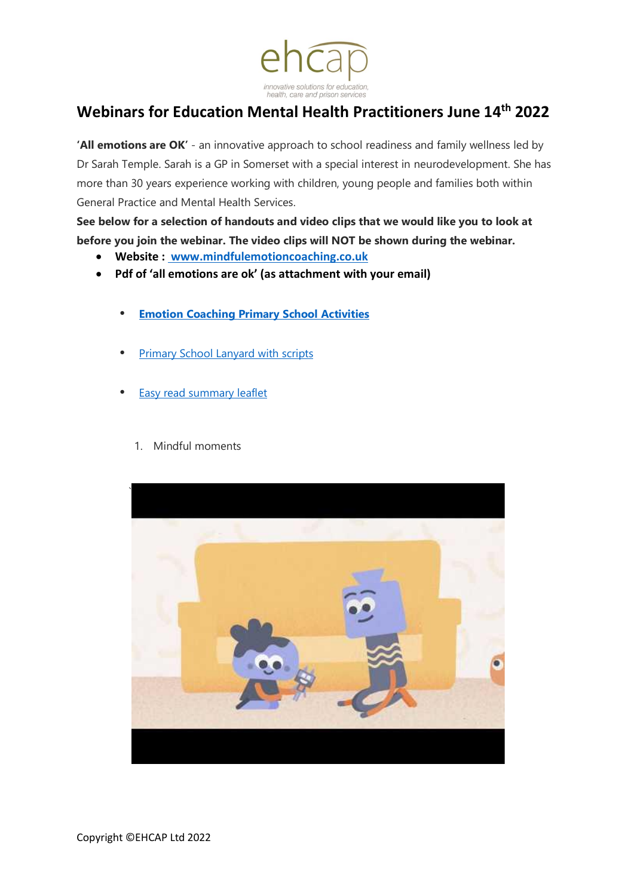# Webinars for Education Mental Health Practitioners June 14th 2022

**'All emotions are OK'** - an innovative approach to school readiness and family wellness led by Dr Sarah Temple. Sarah is a GP in Somerset with a special interest in neurodevelopment. She has more than 30 years experience working with children, young people and families both within General Practice and Mental Health Services.

**See below for a selection of handouts and video clips that we would like you to look at before you join the webinar. The video clips will NOT be shown during the webinar.**

- **Website : www.mindfulemotioncoaching.co.uk**
- **Pdf of 'all emotions are ok' (as attachment with your email)**
  - **Emotion Coaching Primary School Activities**
  - Primary School Lanyard with scripts
  - Easy read summary leaflet

1. Mindful moments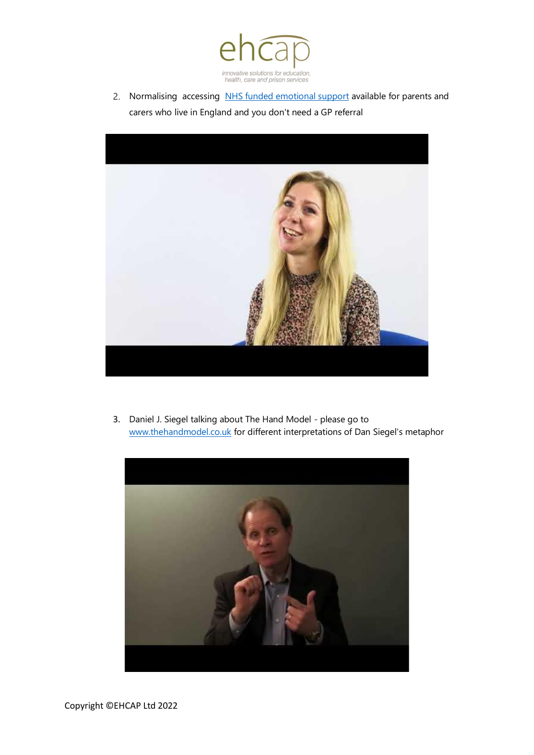2. Normalising accessing [NHS funded emotional support](#) available for parents and carers who live in England and you don't need a GP referral

3. Daniel J. Siegel talking about The Hand Model - please go to [www.thehandmodel.co.uk](http://www.thehandmodel.co.uk) for different interpretations of Dan Siegel's metaphor

Copyright ©EHCAP Ltd 2022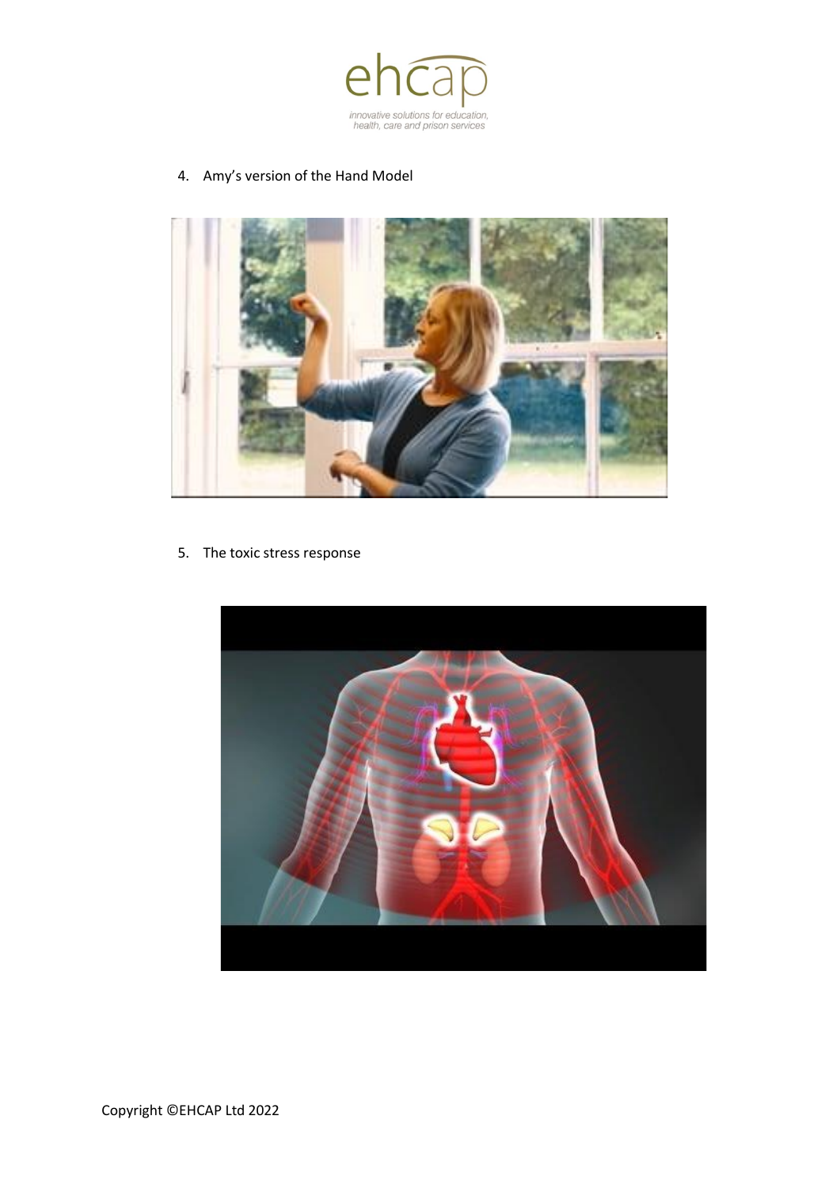4. Amy's version of the Hand Model

5. The toxic stress response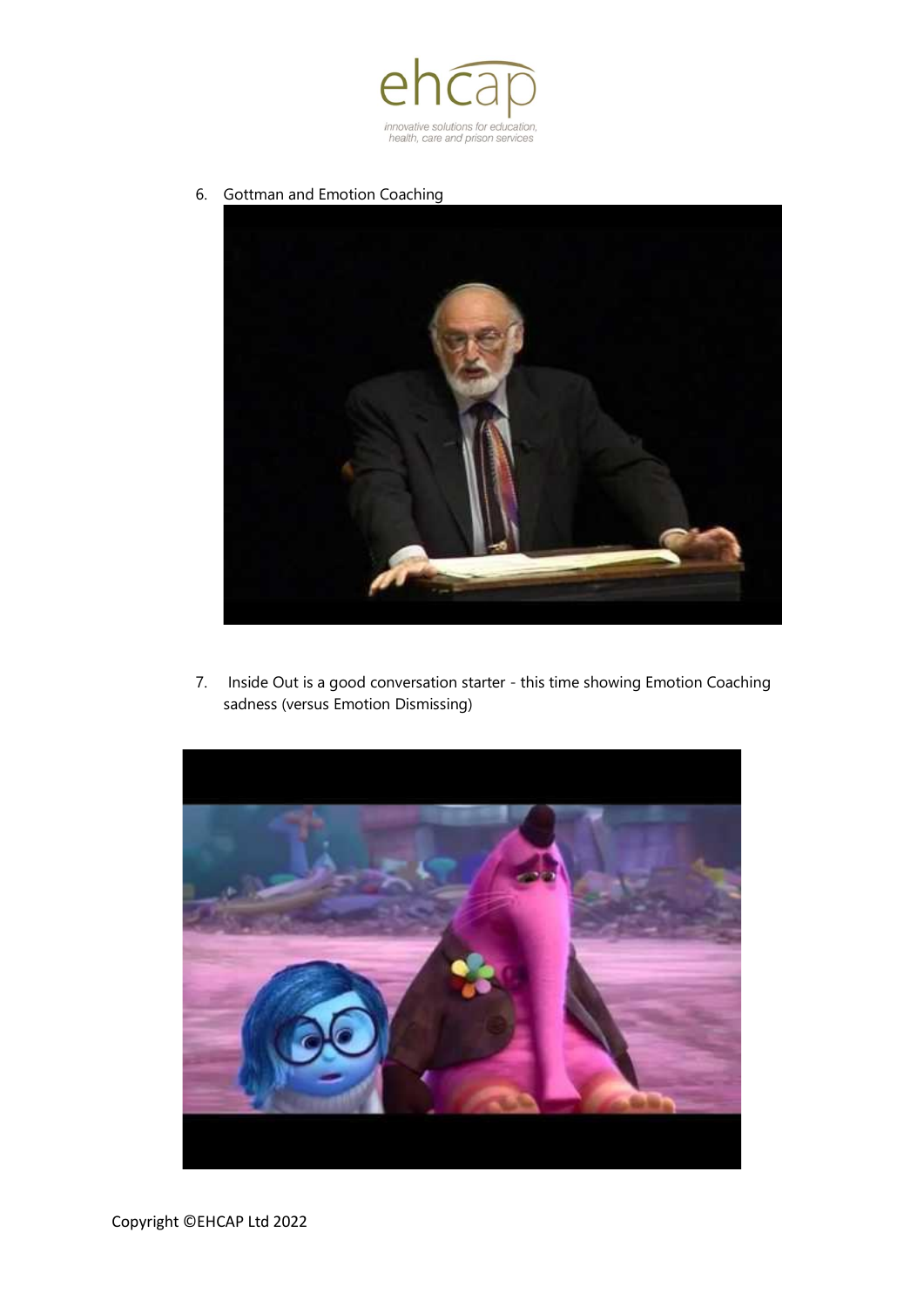6. Gottman and Emotion Coaching

7. Inside Out is a good conversation starter - this time showing Emotion Coaching sadness (versus Emotion Dismissing)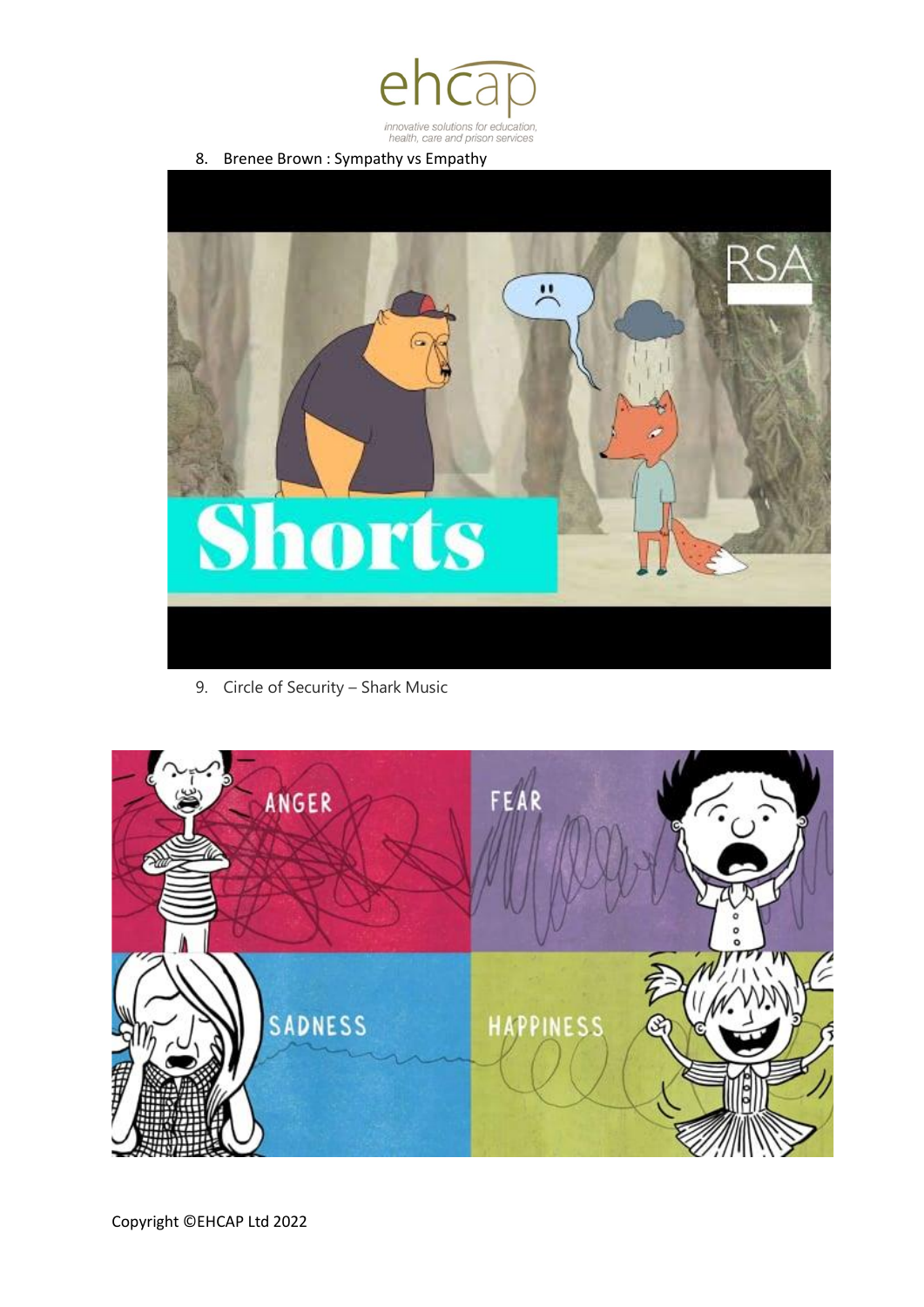8. Brenee Brown : Sympathy vs Empathy

9. Circle of Security – Shark Music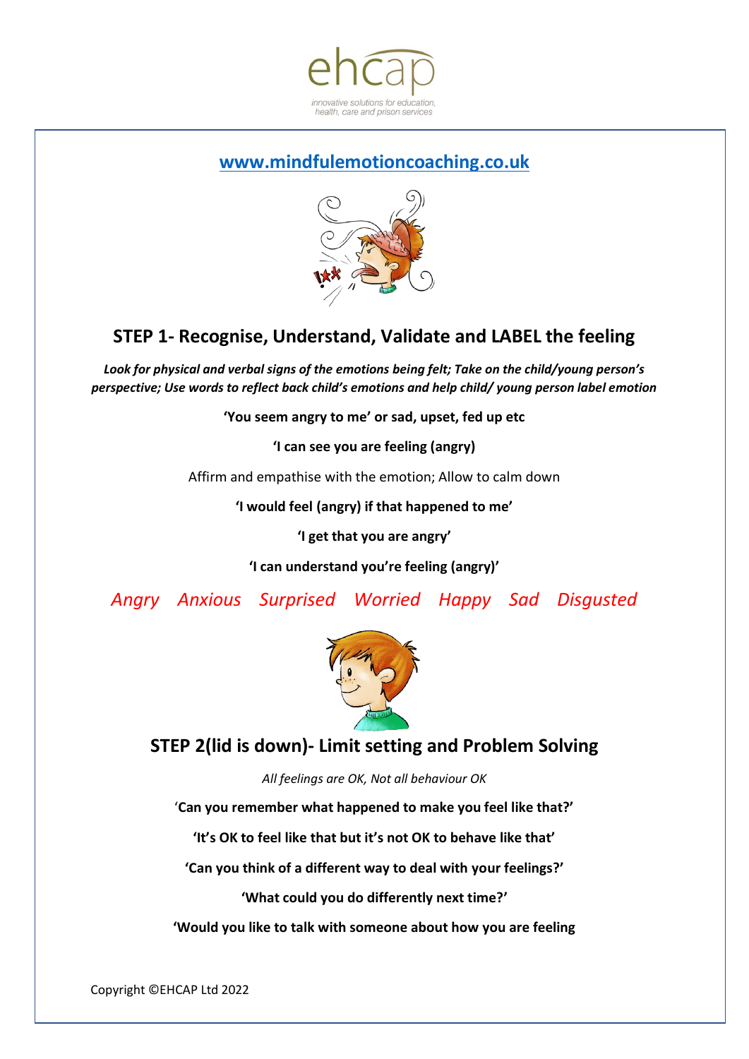ehcap

innovative solutions for education, health, care and prison services

[www.mindfulemotioncoaching.co.uk](http://www.mindfulemotioncoaching.co.uk)

## STEP 1- Recognise, Understand, Validate and LABEL the feeling

***Look for physical and verbal signs of the emotions being felt; Take on the child/young person's perspective; Use words to reflect back child's emotions and help child/ young person label emotion***

**'You seem angry to me'** or sad, upset, fed up etc

**'I can see you are feeling (angry)**

Affirm and empathise with the emotion; Allow to calm down

**'I would feel (angry) if that happened to me'**

**'I get that you are angry'**

**'I can understand you're feeling (angry)'**

*Angry   Anxious   Surprised   Worried   Happy   Sad   Disgusted*

## STEP 2(lid is down)- Limit setting and Problem Solving

*All feelings are OK, Not all behaviour OK*

'**Can you remember what happened to make you feel like that?'**

**'It's OK to feel like that but it's not OK to behave like that'**

**'Can you think of a different way to deal with your feelings?'**

**'What could you do differently next time?'**

**'Would you like to talk with someone about how you are feeling**

Copyright ©EHCAP Ltd 2022